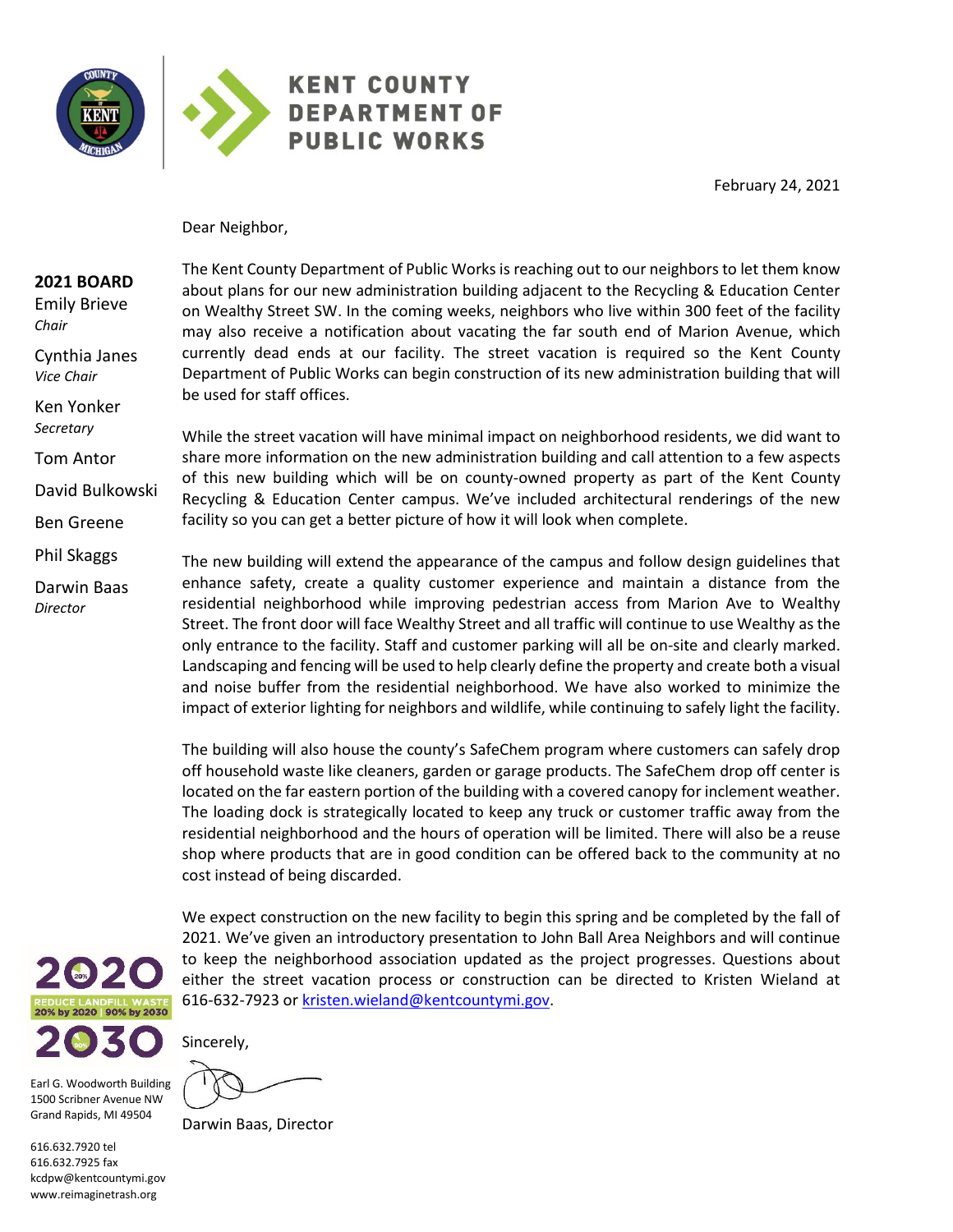# KENT COUNTY DEPARTMENT OF PUBLIC WORKS

February 24, 2021

**2021 BOARD**

Emily Brieve
*Chair*

Cynthia Janes
*Vice Chair*

Ken Yonker
*Secretary*

Tom Antor

David Bulkowski

Ben Greene

Phil Skaggs

Darwin Baas
*Director*

Dear Neighbor,

The Kent County Department of Public Works is reaching out to our neighbors to let them know about plans for our new administration building adjacent to the Recycling & Education Center on Wealthy Street SW. In the coming weeks, neighbors who live within 300 feet of the facility may also receive a notification about vacating the far south end of Marion Avenue, which currently dead ends at our facility. The street vacation is required so the Kent County Department of Public Works can begin construction of its new administration building that will be used for staff offices.

While the street vacation will have minimal impact on neighborhood residents, we did want to share more information on the new administration building and call attention to a few aspects of this new building which will be on county-owned property as part of the Kent County Recycling & Education Center campus. We've included architectural renderings of the new facility so you can get a better picture of how it will look when complete.

The new building will extend the appearance of the campus and follow design guidelines that enhance safety, create a quality customer experience and maintain a distance from the residential neighborhood while improving pedestrian access from Marion Ave to Wealthy Street. The front door will face Wealthy Street and all traffic will continue to use Wealthy as the only entrance to the facility. Staff and customer parking will all be on-site and clearly marked. Landscaping and fencing will be used to help clearly define the property and create both a visual and noise buffer from the residential neighborhood. We have also worked to minimize the impact of exterior lighting for neighbors and wildlife, while continuing to safely light the facility.

The building will also house the county's SafeChem program where customers can safely drop off household waste like cleaners, garden or garage products. The SafeChem drop off center is located on the far eastern portion of the building with a covered canopy for inclement weather. The loading dock is strategically located to keep any truck or customer traffic away from the residential neighborhood and the hours of operation will be limited. There will also be a reuse shop where products that are in good condition can be offered back to the community at no cost instead of being discarded.

We expect construction on the new facility to begin this spring and be completed by the fall of 2021. We've given an introductory presentation to John Ball Area Neighbors and will continue to keep the neighborhood association updated as the project progresses. Questions about either the street vacation process or construction can be directed to Kristen Wieland at 616-632-7923 or kristen.wieland@kentcountymi.gov.

Sincerely,

Darwin Baas, Director

2020 REDUCE LANDFILL WASTE 20% by 2020 | 90% by 2030 2030

Earl G. Woodworth Building
1500 Scribner Avenue NW
Grand Rapids, MI 49504

616.632.7920 tel
616.632.7925 fax
kcdpw@kentcountymi.gov
www.reimaginetrash.org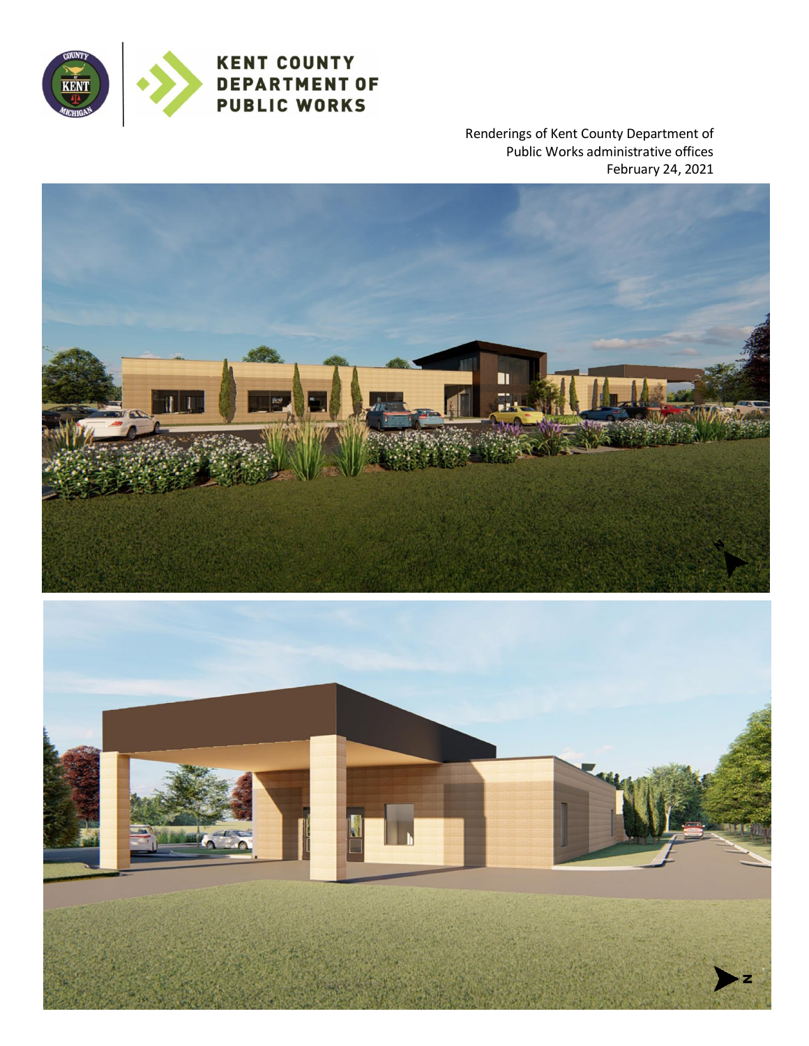KENT COUNTY DEPARTMENT OF PUBLIC WORKS

Renderings of Kent County Department of Public Works administrative offices
February 24, 2021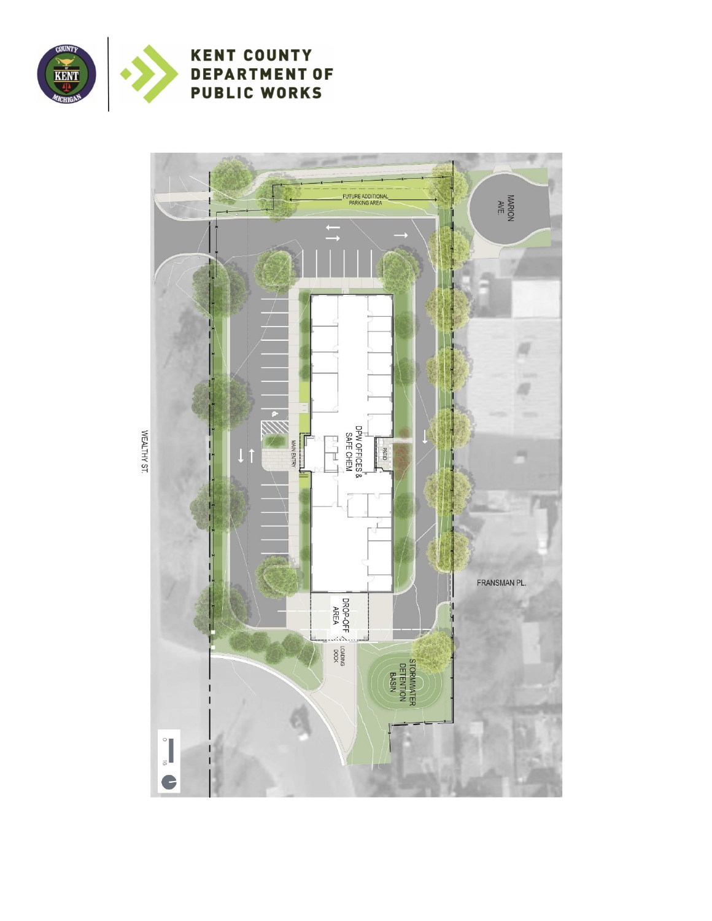**KENT COUNTY DEPARTMENT OF PUBLIC WORKS**

FUTURE ADDITIONAL PARKING AREA

MARION AVE.

WEALTHY ST.

MAIN ENTRY

DPW OFFICES & SAFE CHEM

PATIO

FRANSMAN PL.

DROP-OFF AREA

LOADING DOCK

STORMWATER DETENTION BASIN

0 16